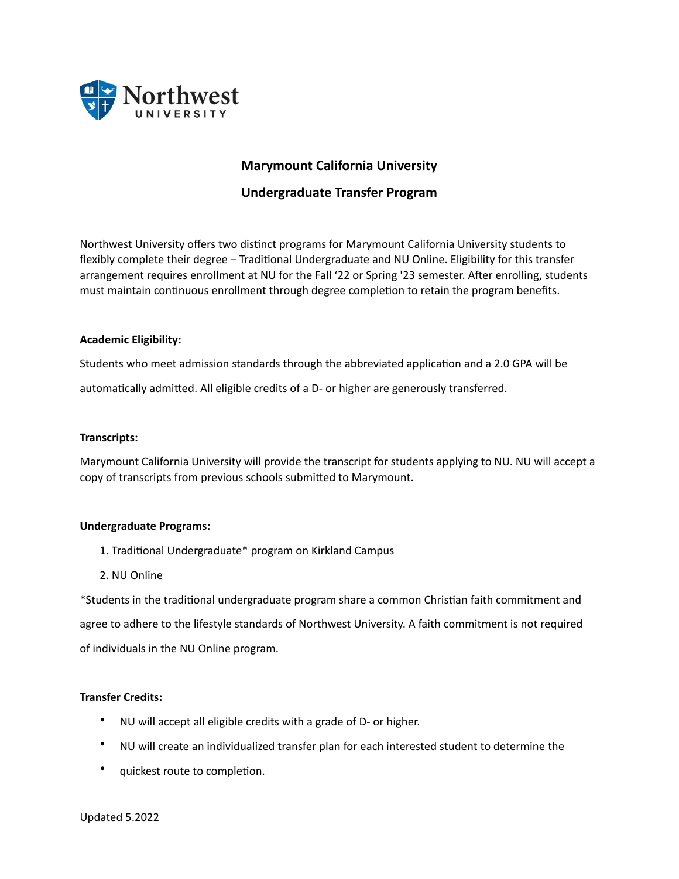Northwest University

# Marymount California University

## Undergraduate Transfer Program

Northwest University offers two distinct programs for Marymount California University students to flexibly complete their degree – Traditional Undergraduate and NU Online. Eligibility for this transfer arrangement requires enrollment at NU for the Fall '22 or Spring '23 semester. After enrolling, students must maintain continuous enrollment through degree completion to retain the program benefits.

**Academic Eligibility:**

Students who meet admission standards through the abbreviated application and a 2.0 GPA will be automatically admitted. All eligible credits of a D- or higher are generously transferred.

**Transcripts:**

Marymount California University will provide the transcript for students applying to NU. NU will accept a copy of transcripts from previous schools submitted to Marymount.

**Undergraduate Programs:**

1. Traditional Undergraduate* program on Kirkland Campus
2. NU Online

*Students in the traditional undergraduate program share a common Christian faith commitment and agree to adhere to the lifestyle standards of Northwest University. A faith commitment is not required of individuals in the NU Online program.

**Transfer Credits:**

- NU will accept all eligible credits with a grade of D- or higher.
- NU will create an individualized transfer plan for each interested student to determine the
- quickest route to completion.

Updated 5.2022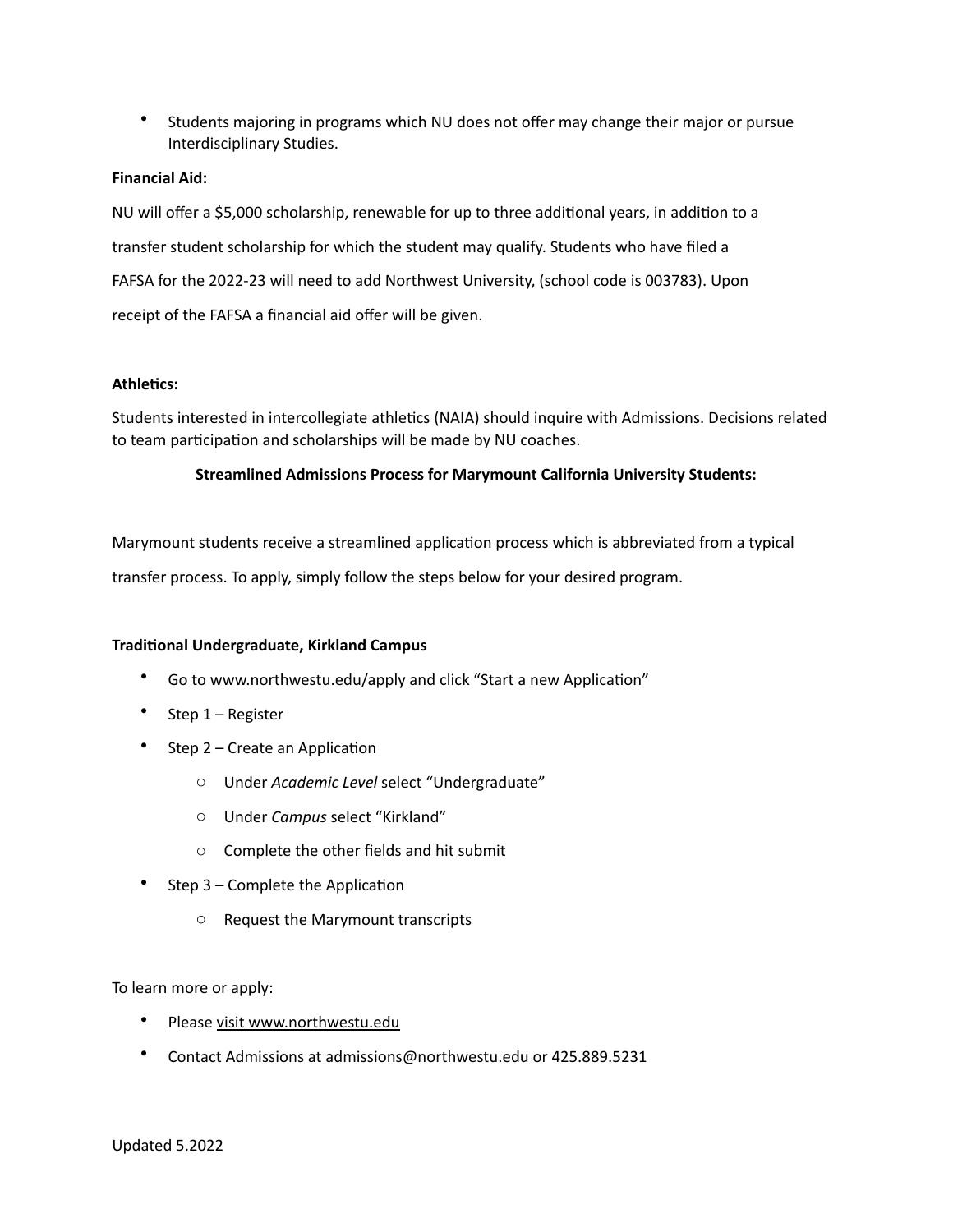- Students majoring in programs which NU does not offer may change their major or pursue Interdisciplinary Studies.

**Financial Aid:**

NU will offer a $5,000 scholarship, renewable for up to three additional years, in addition to a transfer student scholarship for which the student may qualify. Students who have filed a FAFSA for the 2022-23 will need to add Northwest University, (school code is 003783). Upon receipt of the FAFSA a financial aid offer will be given.

**Athletics:**

Students interested in intercollegiate athletics (NAIA) should inquire with Admissions. Decisions related to team participation and scholarships will be made by NU coaches.

**Streamlined Admissions Process for Marymount California University Students:**

Marymount students receive a streamlined application process which is abbreviated from a typical transfer process. To apply, simply follow the steps below for your desired program.

**Traditional Undergraduate, Kirkland Campus**

- Go to www.northwestu.edu/apply and click "Start a new Application"
- Step 1 – Register
- Step 2 – Create an Application
    - Under *Academic Level* select "Undergraduate"
    - Under *Campus* select "Kirkland"
    - Complete the other fields and hit submit
- Step 3 – Complete the Application
    - Request the Marymount transcripts

To learn more or apply:

- Please visit www.northwestu.edu
- Contact Admissions at admissions@northwestu.edu or 425.889.5231

Updated 5.2022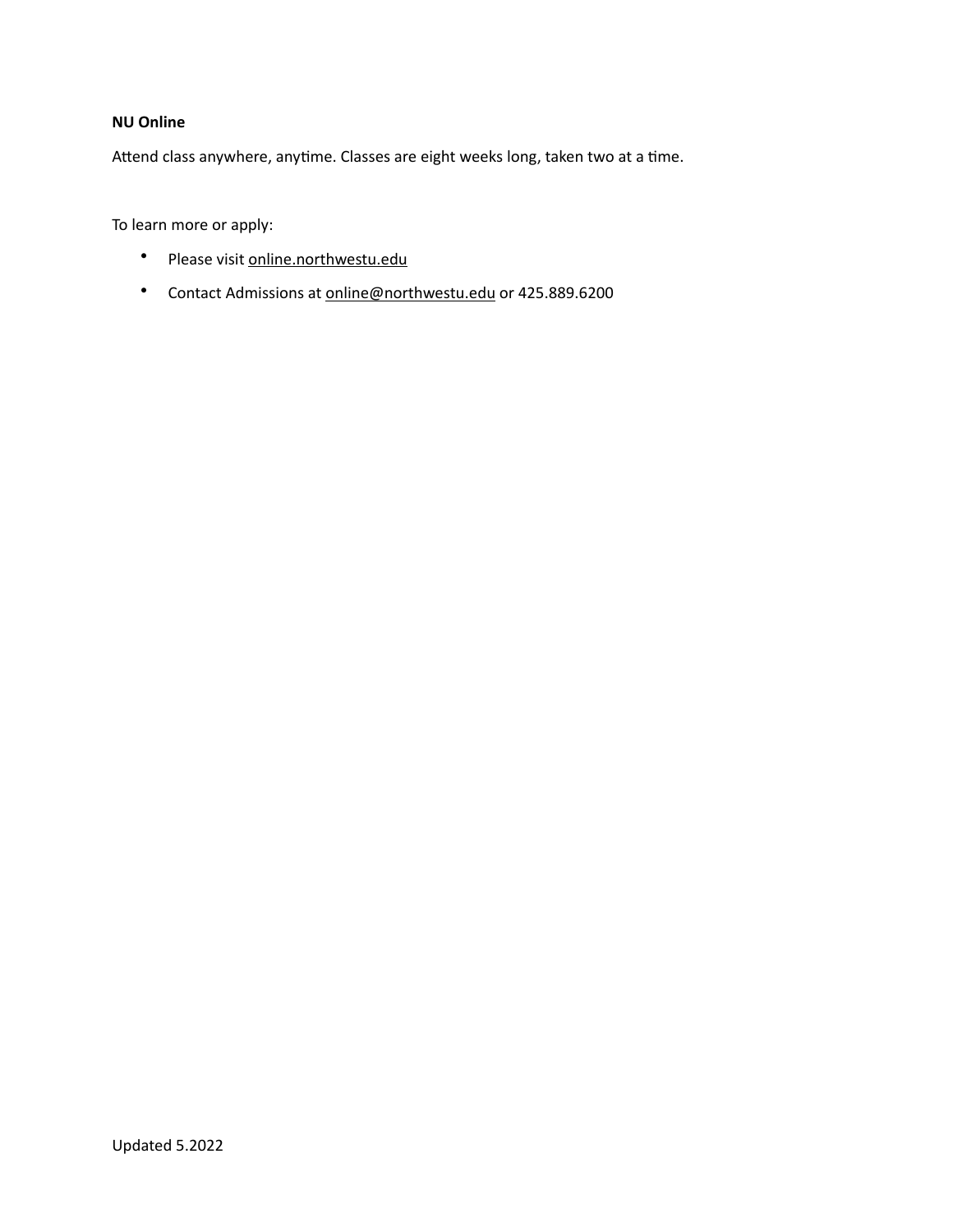**NU Online**

Attend class anywhere, anytime. Classes are eight weeks long, taken two at a time.

To learn more or apply:

- Please visit online.northwestu.edu
- Contact Admissions at online@northwestu.edu or 425.889.6200

Updated 5.2022